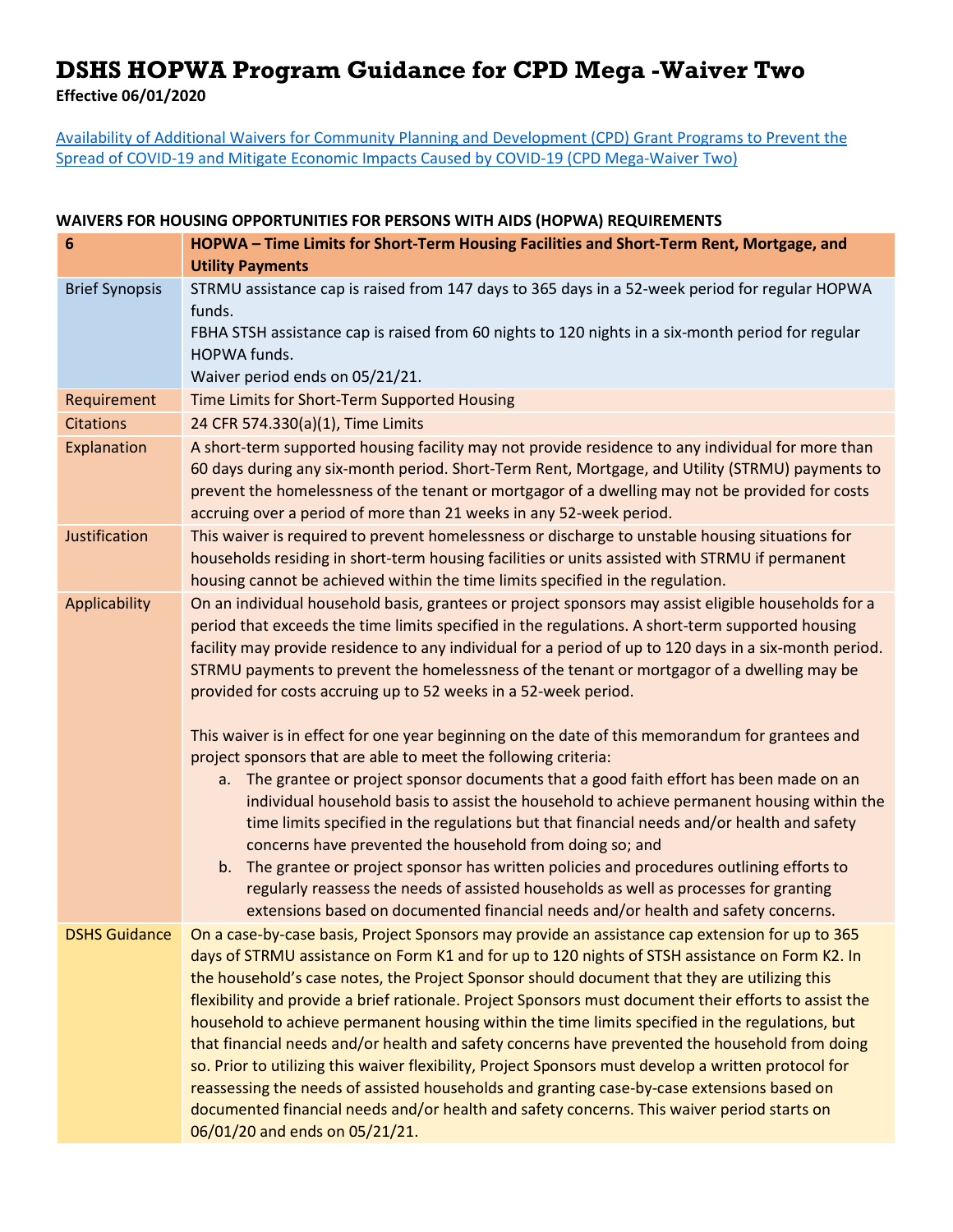# DSHS HOPWA Program Guidance for CPD Mega -Waiver Two

**Effective 06/01/2020**

[Availability of Additional Waivers for Community Planning and Development (CPD) Grant Programs to Prevent the Spread of COVID-19 and Mitigate Economic Impacts Caused by COVID-19 (CPD Mega-Waiver Two)]

**WAIVERS FOR HOUSING OPPORTUNITIES FOR PERSONS WITH AIDS (HOPWA) REQUIREMENTS**

| 6 | HOPWA – Time Limits for Short-Term Housing Facilities and Short-Term Rent, Mortgage, and Utility Payments |
|---|---|
| Brief Synopsis | STRMU assistance cap is raised from 147 days to 365 days in a 52-week period for regular HOPWA funds.<br>FBHA STSH assistance cap is raised from 60 nights to 120 nights in a six-month period for regular HOPWA funds.<br>Waiver period ends on 05/21/21. |
| Requirement | Time Limits for Short-Term Supported Housing |
| Citations | 24 CFR 574.330(a)(1), Time Limits |
| Explanation | A short-term supported housing facility may not provide residence to any individual for more than 60 days during any six-month period. Short-Term Rent, Mortgage, and Utility (STRMU) payments to prevent the homelessness of the tenant or mortgagor of a dwelling may not be provided for costs accruing over a period of more than 21 weeks in any 52-week period. |
| Justification | This waiver is required to prevent homelessness or discharge to unstable housing situations for households residing in short-term housing facilities or units assisted with STRMU if permanent housing cannot be achieved within the time limits specified in the regulation. |
| Applicability | On an individual household basis, grantees or project sponsors may assist eligible households for a period that exceeds the time limits specified in the regulations. A short-term supported housing facility may provide residence to any individual for a period of up to 120 days in a six-month period. STRMU payments to prevent the homelessness of the tenant or mortgagor of a dwelling may be provided for costs accruing up to 52 weeks in a 52-week period.<br><br>This waiver is in effect for one year beginning on the date of this memorandum for grantees and project sponsors that are able to meet the following criteria:<br>a. The grantee or project sponsor documents that a good faith effort has been made on an individual household basis to assist the household to achieve permanent housing within the time limits specified in the regulations but that financial needs and/or health and safety concerns have prevented the household from doing so; and<br>b. The grantee or project sponsor has written policies and procedures outlining efforts to regularly reassess the needs of assisted households as well as processes for granting extensions based on documented financial needs and/or health and safety concerns. |
| DSHS Guidance | On a case-by-case basis, Project Sponsors may provide an assistance cap extension for up to 365 days of STRMU assistance on Form K1 and for up to 120 nights of STSH assistance on Form K2. In the household's case notes, the Project Sponsor should document that they are utilizing this flexibility and provide a brief rationale. Project Sponsors must document their efforts to assist the household to achieve permanent housing within the time limits specified in the regulations, but that financial needs and/or health and safety concerns have prevented the household from doing so. Prior to utilizing this waiver flexibility, Project Sponsors must develop a written protocol for reassessing the needs of assisted households and granting case-by-case extensions based on documented financial needs and/or health and safety concerns. This waiver period starts on 06/01/20 and ends on 05/21/21. |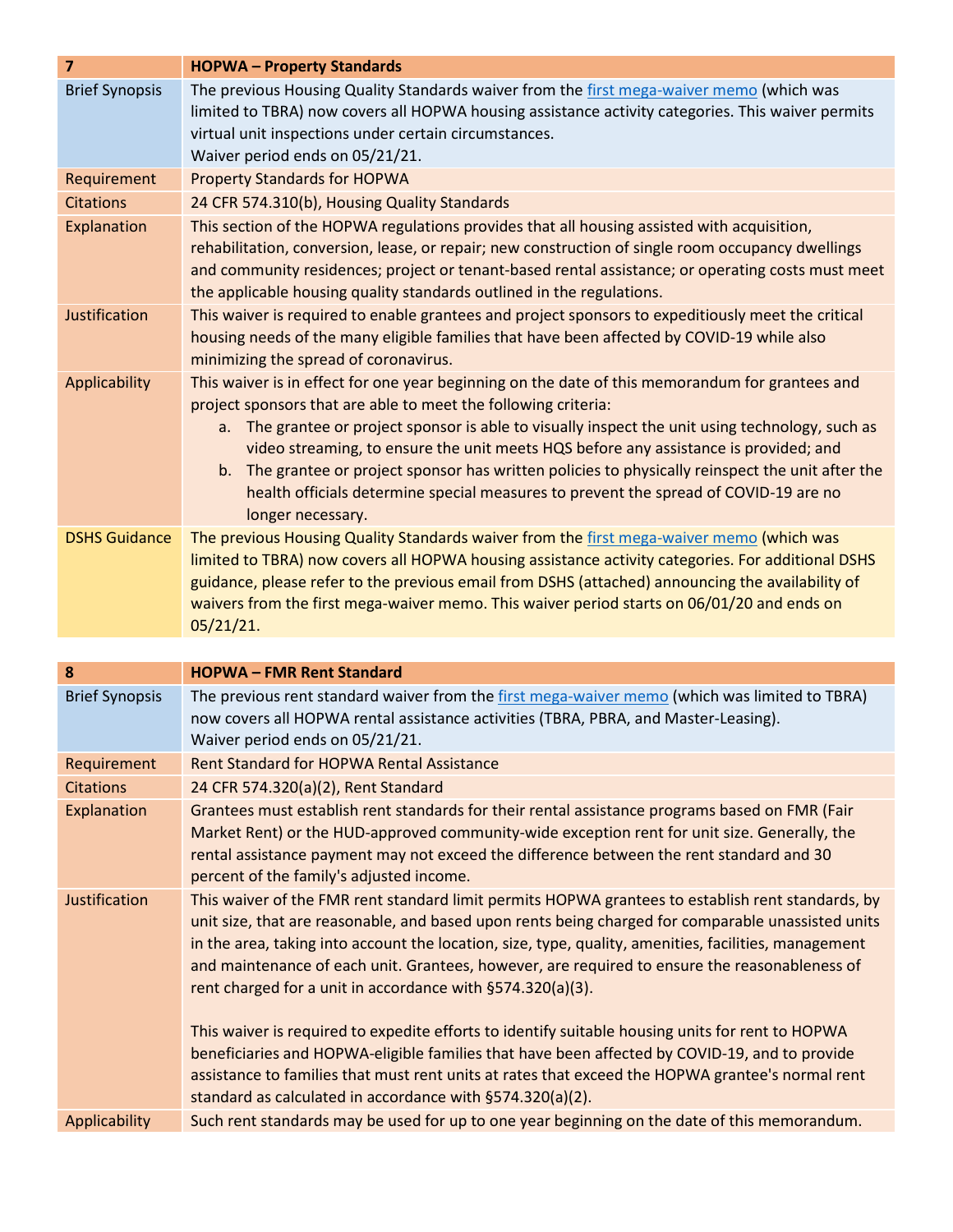| 7 | HOPWA – Property Standards |
|---|---|
| Brief Synopsis | The previous Housing Quality Standards waiver from the first mega-waiver memo (which was limited to TBRA) now covers all HOPWA housing assistance activity categories. This waiver permits virtual unit inspections under certain circumstances.<br>Waiver period ends on 05/21/21. |
| Requirement | Property Standards for HOPWA |
| Citations | 24 CFR 574.310(b), Housing Quality Standards |
| Explanation | This section of the HOPWA regulations provides that all housing assisted with acquisition, rehabilitation, conversion, lease, or repair; new construction of single room occupancy dwellings and community residences; project or tenant-based rental assistance; or operating costs must meet the applicable housing quality standards outlined in the regulations. |
| Justification | This waiver is required to enable grantees and project sponsors to expeditiously meet the critical housing needs of the many eligible families that have been affected by COVID-19 while also minimizing the spread of coronavirus. |
| Applicability | This waiver is in effect for one year beginning on the date of this memorandum for grantees and project sponsors that are able to meet the following criteria:<br>a. The grantee or project sponsor is able to visually inspect the unit using technology, such as video streaming, to ensure the unit meets HQS before any assistance is provided; and<br>b. The grantee or project sponsor has written policies to physically reinspect the unit after the health officials determine special measures to prevent the spread of COVID-19 are no longer necessary. |
| DSHS Guidance | The previous Housing Quality Standards waiver from the first mega-waiver memo (which was limited to TBRA) now covers all HOPWA housing assistance activity categories. For additional DSHS guidance, please refer to the previous email from DSHS (attached) announcing the availability of waivers from the first mega-waiver memo. This waiver period starts on 06/01/20 and ends on 05/21/21. |

| 8 | HOPWA – FMR Rent Standard |
|---|---|
| Brief Synopsis | The previous rent standard waiver from the first mega-waiver memo (which was limited to TBRA) now covers all HOPWA rental assistance activities (TBRA, PBRA, and Master-Leasing).<br>Waiver period ends on 05/21/21. |
| Requirement | Rent Standard for HOPWA Rental Assistance |
| Citations | 24 CFR 574.320(a)(2), Rent Standard |
| Explanation | Grantees must establish rent standards for their rental assistance programs based on FMR (Fair Market Rent) or the HUD-approved community-wide exception rent for unit size. Generally, the rental assistance payment may not exceed the difference between the rent standard and 30 percent of the family's adjusted income. |
| Justification | This waiver of the FMR rent standard limit permits HOPWA grantees to establish rent standards, by unit size, that are reasonable, and based upon rents being charged for comparable unassisted units in the area, taking into account the location, size, type, quality, amenities, facilities, management and maintenance of each unit. Grantees, however, are required to ensure the reasonableness of rent charged for a unit in accordance with §574.320(a)(3).<br><br>This waiver is required to expedite efforts to identify suitable housing units for rent to HOPWA beneficiaries and HOPWA-eligible families that have been affected by COVID-19, and to provide assistance to families that must rent units at rates that exceed the HOPWA grantee's normal rent standard as calculated in accordance with §574.320(a)(2). |
| Applicability | Such rent standards may be used for up to one year beginning on the date of this memorandum. |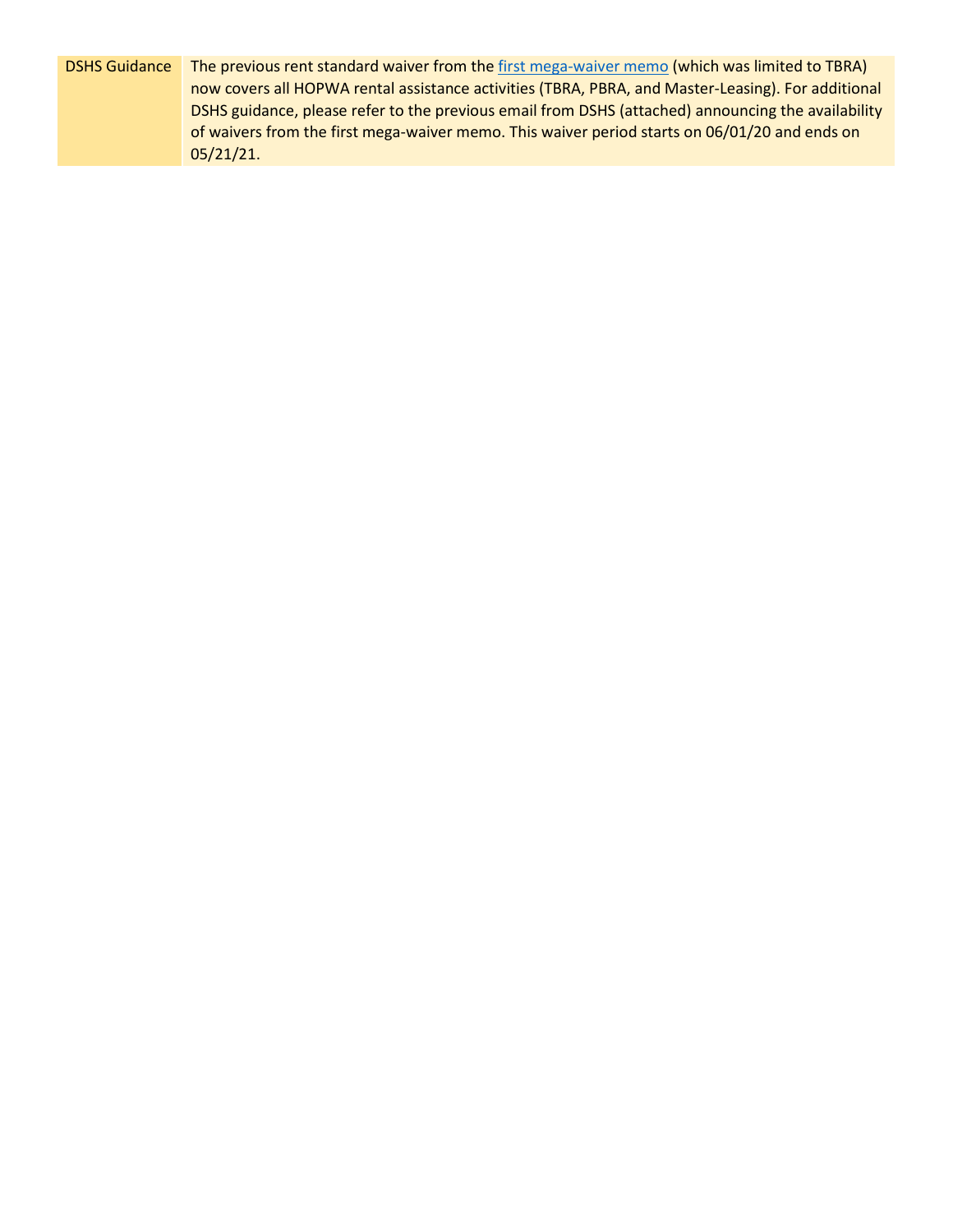| | |
|---|---|
| DSHS Guidance | The previous rent standard waiver from the first mega-waiver memo (which was limited to TBRA) now covers all HOPWA rental assistance activities (TBRA, PBRA, and Master-Leasing). For additional DSHS guidance, please refer to the previous email from DSHS (attached) announcing the availability of waivers from the first mega-waiver memo. This waiver period starts on 06/01/20 and ends on 05/21/21. |